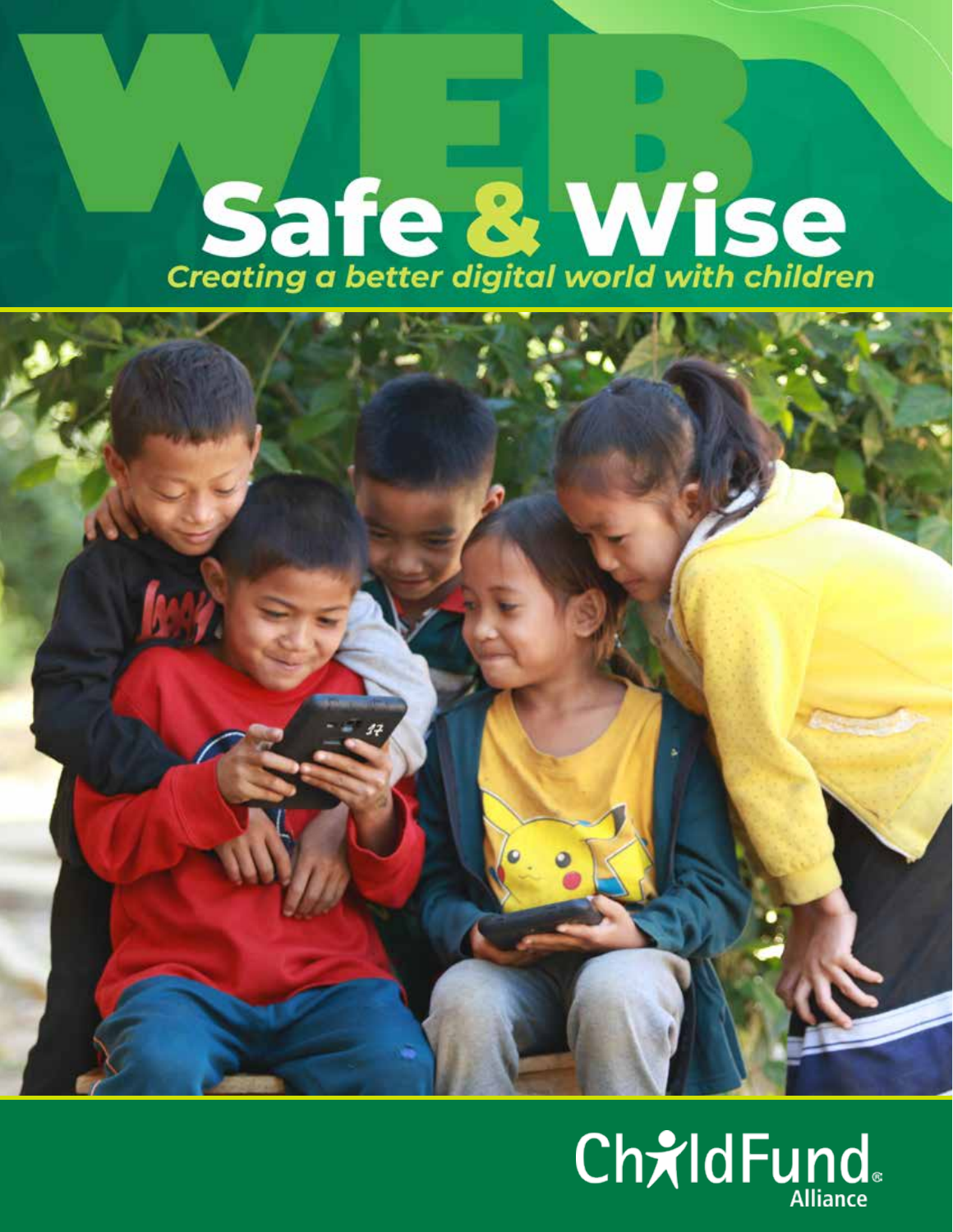# WEB Safe & Wise

*Creating a better digital world with children*

ChildFund Alliance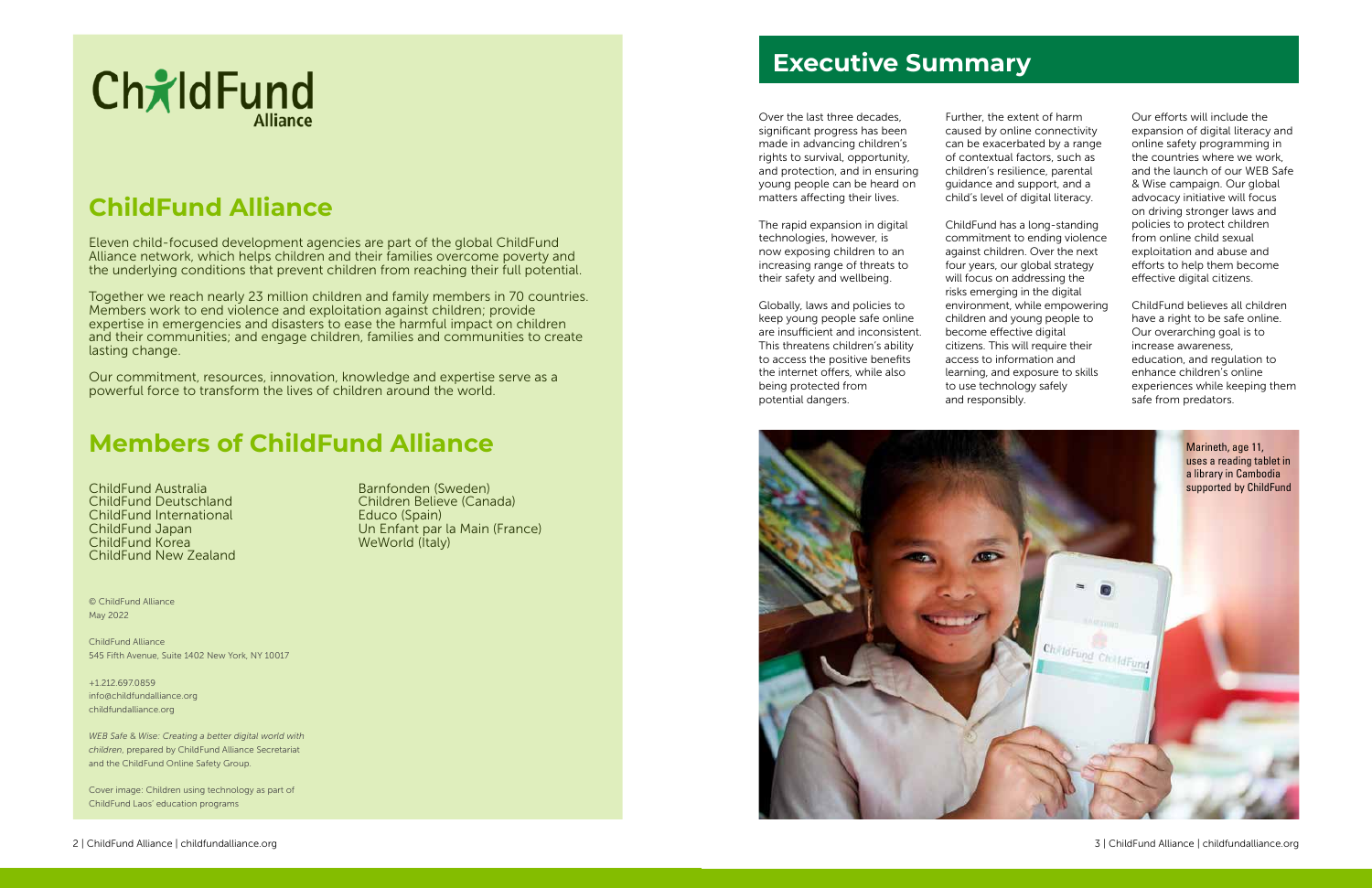ChildFund Alliance

## ChildFund Alliance

Eleven child-focused development agencies are part of the global ChildFund Alliance network, which helps children and their families overcome poverty and the underlying conditions that prevent children from reaching their full potential.

Together we reach nearly 23 million children and family members in 70 countries. Members work to end violence and exploitation against children; provide expertise in emergencies and disasters to ease the harmful impact on children and their communities; and engage children, families and communities to create lasting change.

Our commitment, resources, innovation, knowledge and expertise serve as a powerful force to transform the lives of children around the world.

## Members of ChildFund Alliance

ChildFund Australia
ChildFund Deutschland
ChildFund International
ChildFund Japan
ChildFund Korea
ChildFund New Zealand
Barnfonden (Sweden)
Children Believe (Canada)
Educo (Spain)
Un Enfant par la Main (France)
WeWorld (Italy)

© ChildFund Alliance
May 2022

ChildFund Alliance
545 Fifth Avenue, Suite 1402 New York, NY 10017

+1.212.697.0859
info@childfundalliance.org
childfundalliance.org

*WEB Safe & Wise: Creating a better digital world with children*, prepared by ChildFund Alliance Secretariat and the ChildFund Online Safety Group.

Cover image: Children using technology as part of ChildFund Laos' education programs

# Executive Summary

Over the last three decades, significant progress has been made in advancing children's rights to survival, opportunity, and protection, and in ensuring young people can be heard on matters affecting their lives.

The rapid expansion in digital technologies, however, is now exposing children to an increasing range of threats to their safety and wellbeing.

Globally, laws and policies to keep young people safe online are insufficient and inconsistent. This threatens children's ability to access the positive benefits the internet offers, while also being protected from potential dangers.

Further, the extent of harm caused by online connectivity can be exacerbated by a range of contextual factors, such as children's resilience, parental guidance and support, and a child's level of digital literacy.

ChildFund has a long-standing commitment to ending violence against children. Over the next four years, our global strategy will focus on addressing the risks emerging in the digital environment, while empowering children and young people to become effective digital citizens. This will require their access to information and learning, and exposure to skills to use technology safely and responsibly.

Our efforts will include the expansion of digital literacy and online safety programming in the countries where we work, and the launch of our WEB Safe & Wise campaign. Our global advocacy initiative will focus on driving stronger laws and policies to protect children from online child sexual exploitation and abuse and efforts to help them become effective digital citizens.

ChildFund believes all children have a right to be safe online. Our overarching goal is to increase awareness, education, and regulation to enhance children's online experiences while keeping them safe from predators.

Marineth, age 11, uses a reading tablet in a library in Cambodia supported by ChildFund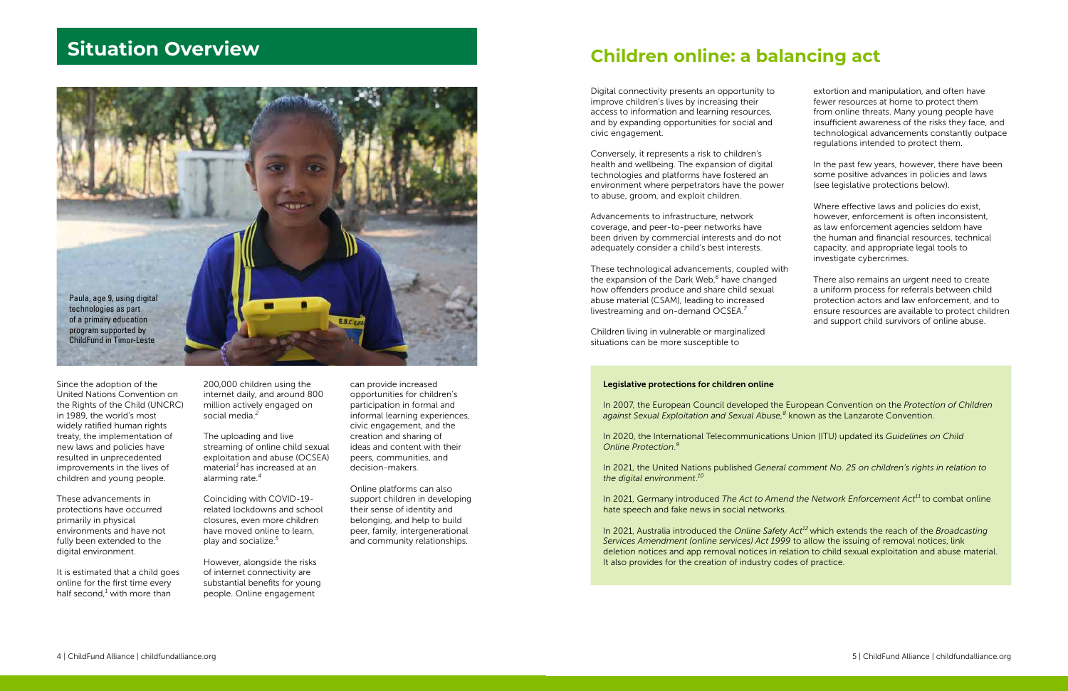# Situation Overview

Paula, age 9, using digital technologies as part of a primary education program supported by ChildFund in Timor-Leste

Since the adoption of the United Nations Convention on the Rights of the Child (UNCRC) in 1989, the world's most widely ratified human rights treaty, the implementation of new laws and policies have resulted in unprecedented improvements in the lives of children and young people.

These advancements in protections have occurred primarily in physical environments and have not fully been extended to the digital environment.

It is estimated that a child goes online for the first time every half second,[1] with more than 200,000 children using the internet daily, and around 800 million actively engaged on social media.[2]

The uploading and live streaming of online child sexual exploitation and abuse (OCSEA) material[3] has increased at an alarming rate.[4]

Coinciding with COVID-19-related lockdowns and school closures, even more children have moved online to learn, play and socialize.[5]

However, alongside the risks of internet connectivity are substantial benefits for young people. Online engagement can provide increased opportunities for children's participation in formal and informal learning experiences, civic engagement, and the creation and sharing of ideas and content with their peers, communities, and decision-makers.

Online platforms can also support children in developing their sense of identity and belonging, and help to build peer, family, intergenerational and community relationships.

# Children online: a balancing act

Digital connectivity presents an opportunity to improve children's lives by increasing their access to information and learning resources, and by expanding opportunities for social and civic engagement.

Conversely, it represents a risk to children's health and wellbeing. The expansion of digital technologies and platforms have fostered an environment where perpetrators have the power to abuse, groom, and exploit children.

Advancements to infrastructure, network coverage, and peer-to-peer networks have been driven by commercial interests and do not adequately consider a child's best interests.

These technological advancements, coupled with the expansion of the Dark Web,[6] have changed how offenders produce and share child sexual abuse material (CSAM), leading to increased livestreaming and on-demand OCSEA.[7]

Children living in vulnerable or marginalized situations can be more susceptible to extortion and manipulation, and often have fewer resources at home to protect them from online threats. Many young people have insufficient awareness of the risks they face, and technological advancements constantly outpace regulations intended to protect them.

In the past few years, however, there have been some positive advances in policies and laws (see legislative protections below).

Where effective laws and policies do exist, however, enforcement is often inconsistent, as law enforcement agencies seldom have the human and financial resources, technical capacity, and appropriate legal tools to investigate cybercrimes.

There also remains an urgent need to create a uniform process for referrals between child protection actors and law enforcement, and to ensure resources are available to protect children and support child survivors of online abuse.

**Legislative protections for children online**

In 2007, the European Council developed the European Convention on the *Protection of Children against Sexual Exploitation and Sexual Abuse,*[8] known as the Lanzarote Convention.

In 2020, the International Telecommunications Union (ITU) updated its *Guidelines on Child Online Protection.*[9]

In 2021, the United Nations published *General comment No. 25 on children's rights in relation to the digital environment*.[10]

In 2021, Germany introduced *The Act to Amend the Network Enforcement Act*[11] to combat online hate speech and fake news in social networks.

In 2021, Australia introduced the *Online Safety Act*[12] which extends the reach of the *Broadcasting Services Amendment (online services) Act 1999* to allow the issuing of removal notices, link deletion notices and app removal notices in relation to child sexual exploitation and abuse material. It also provides for the creation of industry codes of practice.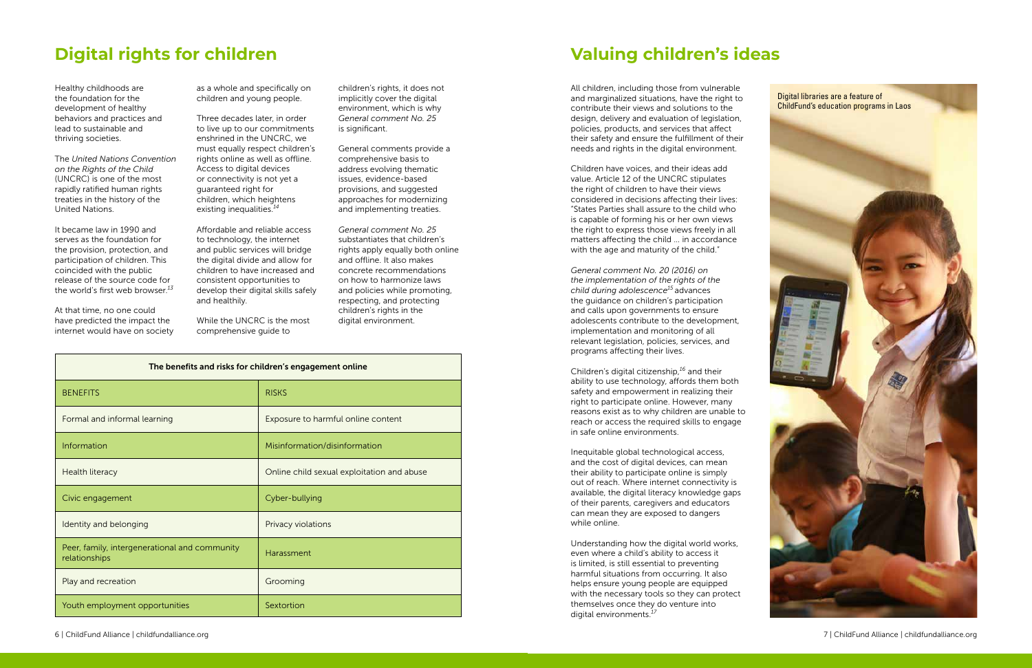# Digital rights for children

Healthy childhoods are the foundation for the development of healthy behaviors and practices and lead to sustainable and thriving societies.

The *United Nations Convention on the Rights of the Child* (UNCRC) is one of the most rapidly ratified human rights treaties in the history of the United Nations.

It became law in 1990 and serves as the foundation for the provision, protection, and participation of children. This coincided with the public release of the source code for the world's first web browser.[13]

At that time, no one could have predicted the impact the internet would have on society as a whole and specifically on children and young people.

Three decades later, in order to live up to our commitments enshrined in the UNCRC, we must equally respect children's rights online as well as offline. Access to digital devices or connectivity is not yet a guaranteed right for children, which heightens existing inequalities.[14]

Affordable and reliable access to technology, the internet and public services will bridge the digital divide and allow for children to have increased and consistent opportunities to develop their digital skills safely and healthily.

While the UNCRC is the most comprehensive guide to children's rights, it does not implicitly cover the digital environment, which is why *General comment No. 25* is significant.

General comments provide a comprehensive basis to address evolving thematic issues, evidence-based provisions, and suggested approaches for modernizing and implementing treaties.

*General comment No. 25* substantiates that children's rights apply equally both online and offline. It also makes concrete recommendations on how to harmonize laws and policies while promoting, respecting, and protecting children's rights in the digital environment.

| The benefits and risks for children's engagement online | |
|---|---|
| BENEFITS | RISKS |
| Formal and informal learning | Exposure to harmful online content |
| Information | Misinformation/disinformation |
| Health literacy | Online child sexual exploitation and abuse |
| Civic engagement | Cyber-bullying |
| Identity and belonging | Privacy violations |
| Peer, family, intergenerational and community relationships | Harassment |
| Play and recreation | Grooming |
| Youth employment opportunities | Sextortion |

# Valuing children's ideas

All children, including those from vulnerable and marginalized situations, have the right to contribute their views and solutions to the design, delivery and evaluation of legislation, policies, products, and services that affect their safety and ensure the fulfillment of their needs and rights in the digital environment.

Children have voices, and their ideas add value. Article 12 of the UNCRC stipulates the right of children to have their views considered in decisions affecting their lives: "States Parties shall assure to the child who is capable of forming his or her own views the right to express those views freely in all matters affecting the child ... in accordance with the age and maturity of the child."

*General comment No. 20 (2016) on the implementation of the rights of the child during adolescence*[15] advances the guidance on children's participation and calls upon governments to ensure adolescents contribute to the development, implementation and monitoring of all relevant legislation, policies, services, and programs affecting their lives.

Children's digital citizenship,[16] and their ability to use technology, affords them both safety and empowerment in realizing their right to participate online. However, many reasons exist as to why children are unable to reach or access the required skills to engage in safe online environments.

Inequitable global technological access, and the cost of digital devices, can mean their ability to participate online is simply out of reach. Where internet connectivity is available, the digital literacy knowledge gaps of their parents, caregivers and educators can mean they are exposed to dangers while online.

Understanding how the digital world works, even where a child's ability to access it is limited, is still essential to preventing harmful situations from occurring. It also helps ensure young people are equipped with the necessary tools so they can protect themselves once they do venture into digital environments.[17]

Digital libraries are a feature of ChildFund's education programs in Laos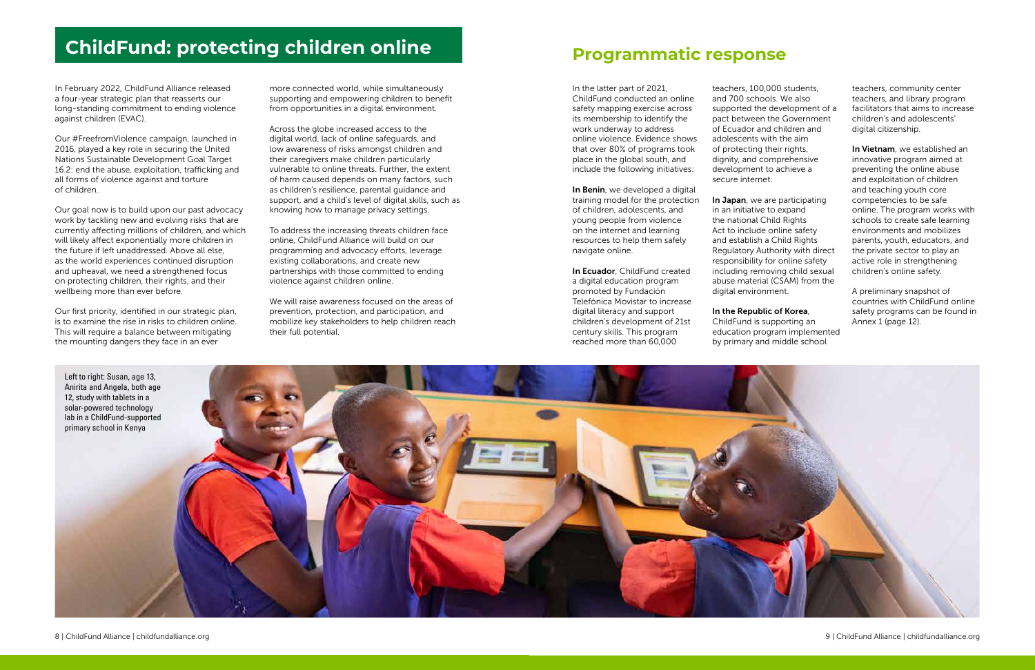# ChildFund: protecting children online

In February 2022, ChildFund Alliance released a four-year strategic plan that reasserts our long-standing commitment to ending violence against children (EVAC).

Our #FreefromViolence campaign, launched in 2016, played a key role in securing the United Nations Sustainable Development Goal Target 16.2: end the abuse, exploitation, trafficking and all forms of violence against and torture of children.

Our goal now is to build upon our past advocacy work by tackling new and evolving risks that are currently affecting millions of children, and which will likely affect exponentially more children in the future if left unaddressed. Above all else, as the world experiences continued disruption and upheaval, we need a strengthened focus on protecting children, their rights, and their wellbeing more than ever before.

Our first priority, identified in our strategic plan, is to examine the rise in risks to children online. This will require a balance between mitigating the mounting dangers they face in an ever more connected world, while simultaneously supporting and empowering children to benefit from opportunities in a digital environment.

Across the globe increased access to the digital world, lack of online safeguards, and low awareness of risks amongst children and their caregivers make children particularly vulnerable to online threats. Further, the extent of harm caused depends on many factors, such as children's resilience, parental guidance and support, and a child's level of digital skills, such as knowing how to manage privacy settings.

To address the increasing threats children face online, ChildFund Alliance will build on our programming and advocacy efforts, leverage existing collaborations, and create new partnerships with those committed to ending violence against children online.

We will raise awareness focused on the areas of prevention, protection, and participation, and mobilize key stakeholders to help children reach their full potential.

## Programmatic response

In the latter part of 2021, ChildFund conducted an online safety mapping exercise across its membership to identify the work underway to address online violence. Evidence shows that over 80% of programs took place in the global south, and include the following initiatives:

**In Benin**, we developed a digital training model for the protection of children, adolescents, and young people from violence on the internet and learning resources to help them safely navigate online.

**In Ecuador**, ChildFund created a digital education program promoted by Fundación Telefónica Movistar to increase digital literacy and support children's development of 21st century skills. This program reached more than 60,000 teachers, 100,000 students, and 700 schools. We also supported the development of a pact between the Government of Ecuador and children and adolescents with the aim of protecting their rights, dignity, and comprehensive development to achieve a secure internet.

**In Japan**, we are participating in an initiative to expand the national Child Rights Act to include online safety and establish a Child Rights Regulatory Authority with direct responsibility for online safety including removing child sexual abuse material (CSAM) from the digital environment.

**In the Republic of Korea**, ChildFund is supporting an education program implemented by primary and middle school teachers, community center teachers, and library program facilitators that aims to increase children's and adolescents' digital citizenship.

**In Vietnam**, we established an innovative program aimed at preventing the online abuse and exploitation of children and teaching youth core competencies to be safe online. The program works with schools to create safe learning environments and mobilizes parents, youth, educators, and the private sector to play an active role in strengthening children's online safety.

A preliminary snapshot of countries with ChildFund online safety programs can be found in Annex 1 (page 12).

Left to right: Susan, age 13, Anirita and Angela, both age 12, study with tablets in a solar-powered technology lab in a ChildFund-supported primary school in Kenya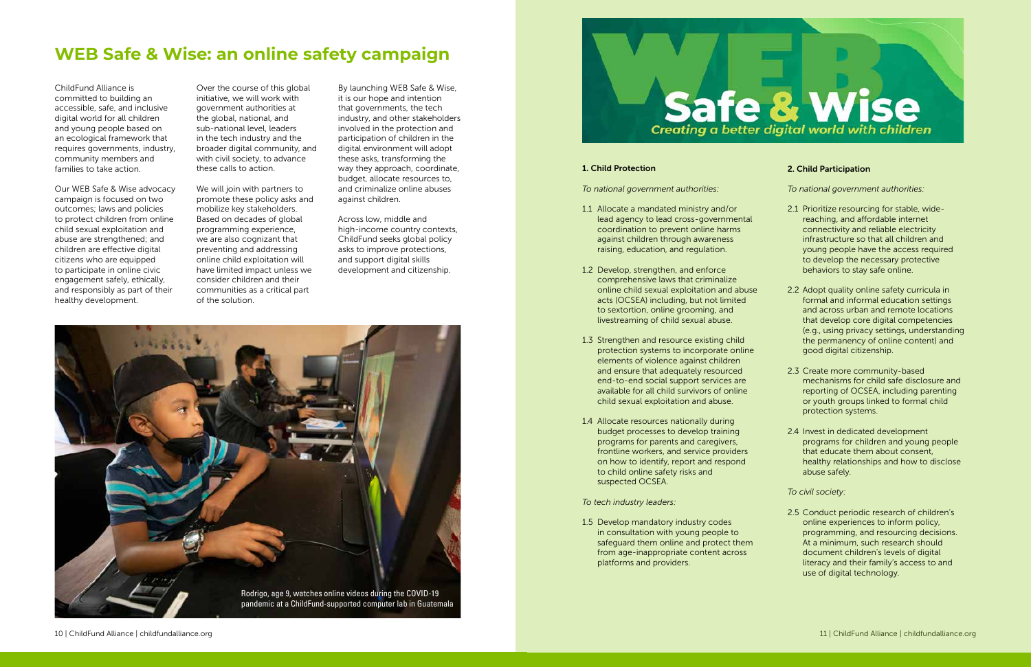# WEB Safe & Wise: an online safety campaign

ChildFund Alliance is committed to building an accessible, safe, and inclusive digital world for all children and young people based on an ecological framework that requires governments, industry, community members and families to take action.

Our WEB Safe & Wise advocacy campaign is focused on two outcomes; laws and policies to protect children from online child sexual exploitation and abuse are strengthened; and children are effective digital citizens who are equipped to participate in online civic engagement safely, ethically, and responsibly as part of their healthy development.

Over the course of this global initiative, we will work with government authorities at the global, national, and sub-national level, leaders in the tech industry and the broader digital community, and with civil society, to advance these calls to action.

We will join with partners to promote these policy asks and mobilize key stakeholders. Based on decades of global programming experience, we are also cognizant that preventing and addressing online child exploitation will have limited impact unless we consider children and their communities as a critical part of the solution.

By launching WEB Safe & Wise, it is our hope and intention that governments, the tech industry, and other stakeholders involved in the protection and participation of children in the digital environment will adopt these asks, transforming the way they approach, coordinate, budget, allocate resources to, and criminalize online abuses against children.

Across low, middle and high-income country contexts, ChildFund seeks global policy asks to improve protections, and support digital skills development and citizenship.

Rodrigo, age 9, watches online videos during the COVID-19 pandemic at a ChildFund-supported computer lab in Guatemala

**WEB Safe & Wise**
*Creating a better digital world with children*

### 1. Child Protection

*To national government authorities:*

1.1 Allocate a mandated ministry and/or lead agency to lead cross-governmental coordination to prevent online harms against children through awareness raising, education, and regulation.

1.2 Develop, strengthen, and enforce comprehensive laws that criminalize online child sexual exploitation and abuse acts (OCSEA) including, but not limited to sextortion, online grooming, and livestreaming of child sexual abuse.

1.3 Strengthen and resource existing child protection systems to incorporate online elements of violence against children and ensure that adequately resourced end-to-end social support services are available for all child survivors of online child sexual exploitation and abuse.

1.4 Allocate resources nationally during budget processes to develop training programs for parents and caregivers, frontline workers, and service providers on how to identify, report and respond to child online safety risks and suspected OCSEA.

*To tech industry leaders:*

1.5 Develop mandatory industry codes in consultation with young people to safeguard them online and protect them from age-inappropriate content across platforms and providers.

### 2. Child Participation

*To national government authorities:*

2.1 Prioritize resourcing for stable, wide-reaching, and affordable internet connectivity and reliable electricity infrastructure so that all children and young people have the access required to develop the necessary protective behaviors to stay safe online.

2.2 Adopt quality online safety curricula in formal and informal education settings and across urban and remote locations that develop core digital competencies (e.g., using privacy settings, understanding the permanency of online content) and good digital citizenship.

2.3 Create more community-based mechanisms for child safe disclosure and reporting of OCSEA, including parenting or youth groups linked to formal child protection systems.

2.4 Invest in dedicated development programs for children and young people that educate them about consent, healthy relationships and how to disclose abuse safely.

*To civil society:*

2.5 Conduct periodic research of children's online experiences to inform policy, programming, and resourcing decisions. At a minimum, such research should document children's levels of digital literacy and their family's access to and use of digital technology.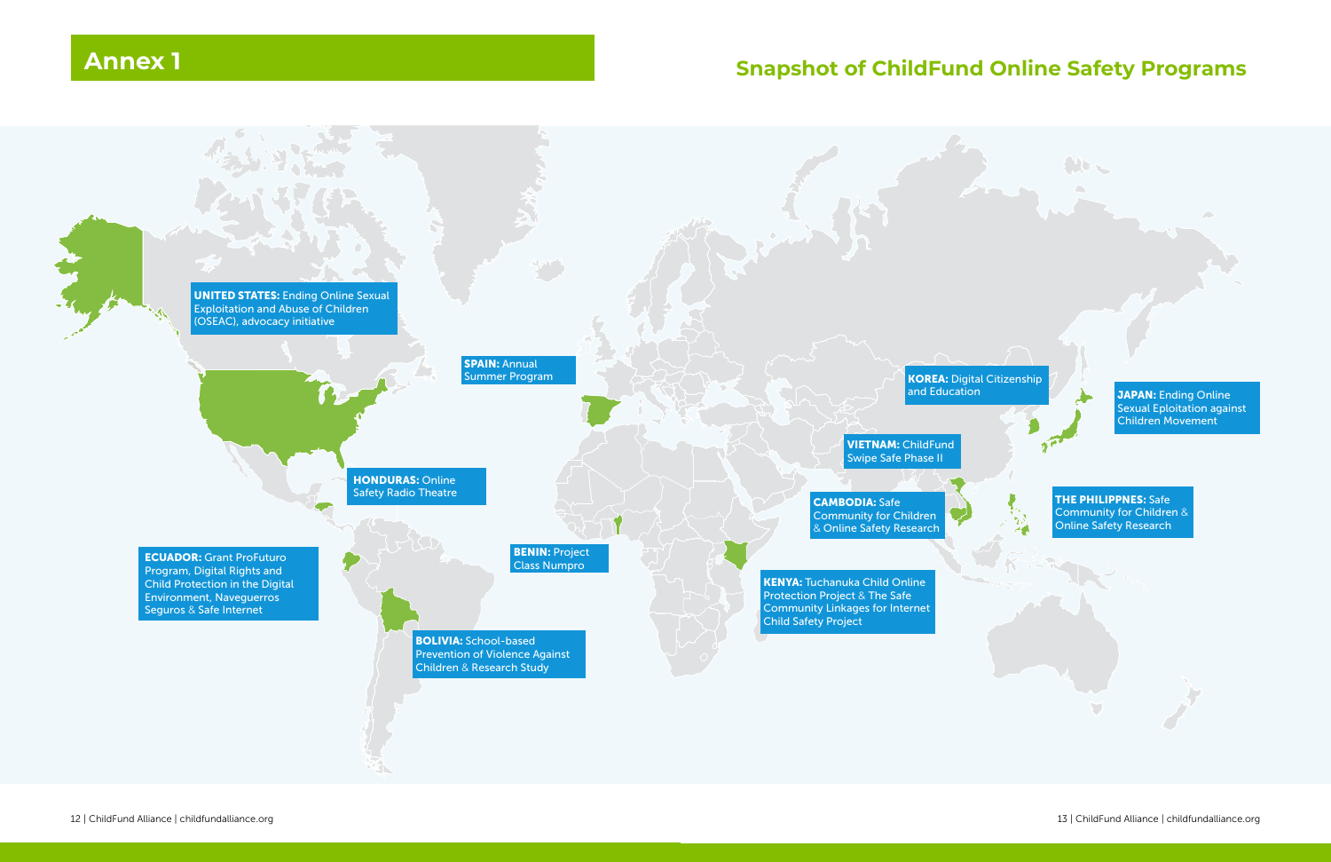## Annex 1

## Snapshot of ChildFund Online Safety Programs

**UNITED STATES:** Ending Online Sexual Exploitation and Abuse of Children (OSEAC), advocacy initiative

**SPAIN:** Annual Summer Program

**KOREA:** Digital Citizenship and Education

**JAPAN:** Ending Online Sexual Eploitation against Children Movement

**VIETNAM:** ChildFund Swipe Safe Phase II

**HONDURAS:** Online Safety Radio Theatre

**CAMBODIA:** Safe Community for Children & Online Safety Research

**THE PHILIPPNES:** Safe Community for Children & Online Safety Research

**ECUADOR:** Grant ProFuturo Program, Digital Rights and Child Protection in the Digital Environment, Naveguerros Seguros & Safe Internet

**BENIN:** Project Class Numpro

**KENYA:** Tuchanuka Child Online Protection Project & The Safe Community Linkages for Internet Child Safety Project

**BOLIVIA:** School-based Prevention of Violence Against Children & Research Study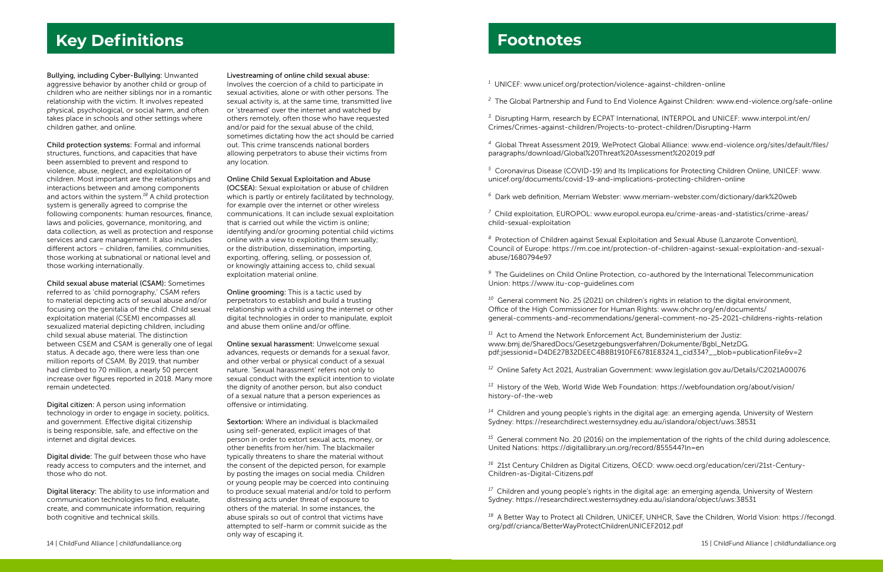# Key Definitions

**Bullying, including Cyber-Bullying:** Unwanted aggressive behavior by another child or group of children who are neither siblings nor in a romantic relationship with the victim. It involves repeated physical, psychological, or social harm, and often takes place in schools and other settings where children gather, and online.

**Child protection systems:** Formal and informal structures, functions, and capacities that have been assembled to prevent and respond to violence, abuse, neglect, and exploitation of children. Most important are the relationships and interactions between and among components and actors within the system.[18] A child protection system is generally agreed to comprise the following components: human resources, finance, laws and policies, governance, monitoring, and data collection, as well as protection and response services and care management. It also includes different actors – children, families, communities, those working at subnational or national level and those working internationally.

**Child sexual abuse material (CSAM):** Sometimes referred to as 'child pornography,' CSAM refers to material depicting acts of sexual abuse and/or focusing on the genitalia of the child. Child sexual exploitation material (CSEM) encompasses all sexualized material depicting children, including child sexual abuse material. The distinction between CSEM and CSAM is generally one of legal status. A decade ago, there were less than one million reports of CSAM. By 2019, that number had climbed to 70 million, a nearly 50 percent increase over figures reported in 2018. Many more remain undetected.

**Digital citizen:** A person using information technology in order to engage in society, politics, and government. Effective digital citizenship is being responsible, safe, and effective on the internet and digital devices.

**Digital divide:** The gulf between those who have ready access to computers and the internet, and those who do not.

**Digital literacy:** The ability to use information and communication technologies to find, evaluate, create, and communicate information, requiring both cognitive and technical skills.

**Livestreaming of online child sexual abuse:** Involves the coercion of a child to participate in sexual activities, alone or with other persons. The sexual activity is, at the same time, transmitted live or 'streamed' over the internet and watched by others remotely, often those who have requested and/or paid for the sexual abuse of the child, sometimes dictating how the act should be carried out. This crime transcends national borders allowing perpetrators to abuse their victims from any location.

**Online Child Sexual Exploitation and Abuse (OCSEA):** Sexual exploitation or abuse of children which is partly or entirely facilitated by technology, for example over the internet or other wireless communications. It can include sexual exploitation that is carried out while the victim is online; identifying and/or grooming potential child victims online with a view to exploiting them sexually; or the distribution, dissemination, importing, exporting, offering, selling, or possession of, or knowingly attaining access to, child sexual exploitation material online.

**Online grooming:** This is a tactic used by perpetrators to establish and build a trusting relationship with a child using the internet or other digital technologies in order to manipulate, exploit and abuse them online and/or offline.

**Online sexual harassment:** Unwelcome sexual advances, requests or demands for a sexual favor, and other verbal or physical conduct of a sexual nature. 'Sexual harassment' refers not only to sexual conduct with the explicit intention to violate the dignity of another person, but also conduct of a sexual nature that a person experiences as offensive or intimidating.

**Sextortion:** Where an individual is blackmailed using self-generated, explicit images of that person in order to extort sexual acts, money, or other benefits from her/him. The blackmailer typically threatens to share the material without the consent of the depicted person, for example by posting the images on social media. Children or young people may be coerced into continuing to produce sexual material and/or told to perform distressing acts under threat of exposure to others of the material. In some instances, the abuse spirals so out of control that victims have attempted to self-harm or commit suicide as the only way of escaping it.

# Footnotes

[1] UNICEF: www.unicef.org/protection/violence-against-children-online

[2] The Global Partnership and Fund to End Violence Against Children: www.end-violence.org/safe-online

[3] Disrupting Harm, research by ECPAT International, INTERPOL and UNICEF: www.interpol.int/en/Crimes/Crimes-against-children/Projects-to-protect-children/Disrupting-Harm

[4] Global Threat Assessment 2019, WeProtect Global Alliance: www.end-violence.org/sites/default/files/paragraphs/download/Global%20Threat%20Assessment%202019.pdf

[5] Coronavirus Disease (COVID-19) and Its Implications for Protecting Children Online, UNICEF: www.unicef.org/documents/covid-19-and-implications-protecting-children-online

[6] Dark web definition, Merriam Webster: www.merriam-webster.com/dictionary/dark%20web

[7] Child exploitation, EUROPOL: www.europol.europa.eu/crime-areas-and-statistics/crime-areas/child-sexual-exploitation

[8] Protection of Children against Sexual Exploitation and Sexual Abuse (Lanzarote Convention), Council of Europe: https://rm.coe.int/protection-of-children-against-sexual-exploitation-and-sexual-abuse/1680794e97

[9] The Guidelines on Child Online Protection, co-authored by the International Telecommunication Union: https://www.itu-cop-guidelines.com

[10] General comment No. 25 (2021) on children's rights in relation to the digital environment, Office of the High Commissioner for Human Rights: www.ohchr.org/en/documents/general-comments-and-recommendations/general-comment-no-25-2021-childrens-rights-relation

[11] Act to Amend the Network Enforcement Act, Bundeministerium der Justiz: www.bmj.de/SharedDocs/Gesetzgebungsverfahren/Dokumente/Bgbl_NetzDG.pdf;jsessionid=D4DE27B32DEEC4B8B1910FE6781E8324.1_cid334?__blob=publicationFile&v=2

[12] Online Safety Act 2021, Australian Government: www.legislation.gov.au/Details/C2021A00076

[13] History of the Web, World Wide Web Foundation: https://webfoundation.org/about/vision/history-of-the-web

[14] Children and young people's rights in the digital age: an emerging agenda, University of Western Sydney: https://researchdirect.westernsydney.edu.au/islandora/object/uws:38531

[15] General comment No. 20 (2016) on the implementation of the rights of the child during adolescence, United Nations: https://digitallibrary.un.org/record/855544?ln=en

[16] 21st Century Children as Digital Citizens, OECD: www.oecd.org/education/ceri/21st-Century-Children-as-Digital-Citizens.pdf

[17] Children and young people's rights in the digital age: an emerging agenda, University of Western Sydney: https://researchdirect.westernsydney.edu.au/islandora/object/uws:38531

[18] A Better Way to Protect all Children, UNICEF, UNHCR, Save the Children, World Vision: https://fecongd.org/pdf/crianca/BetterWayProtectChildrenUNICEF2012.pdf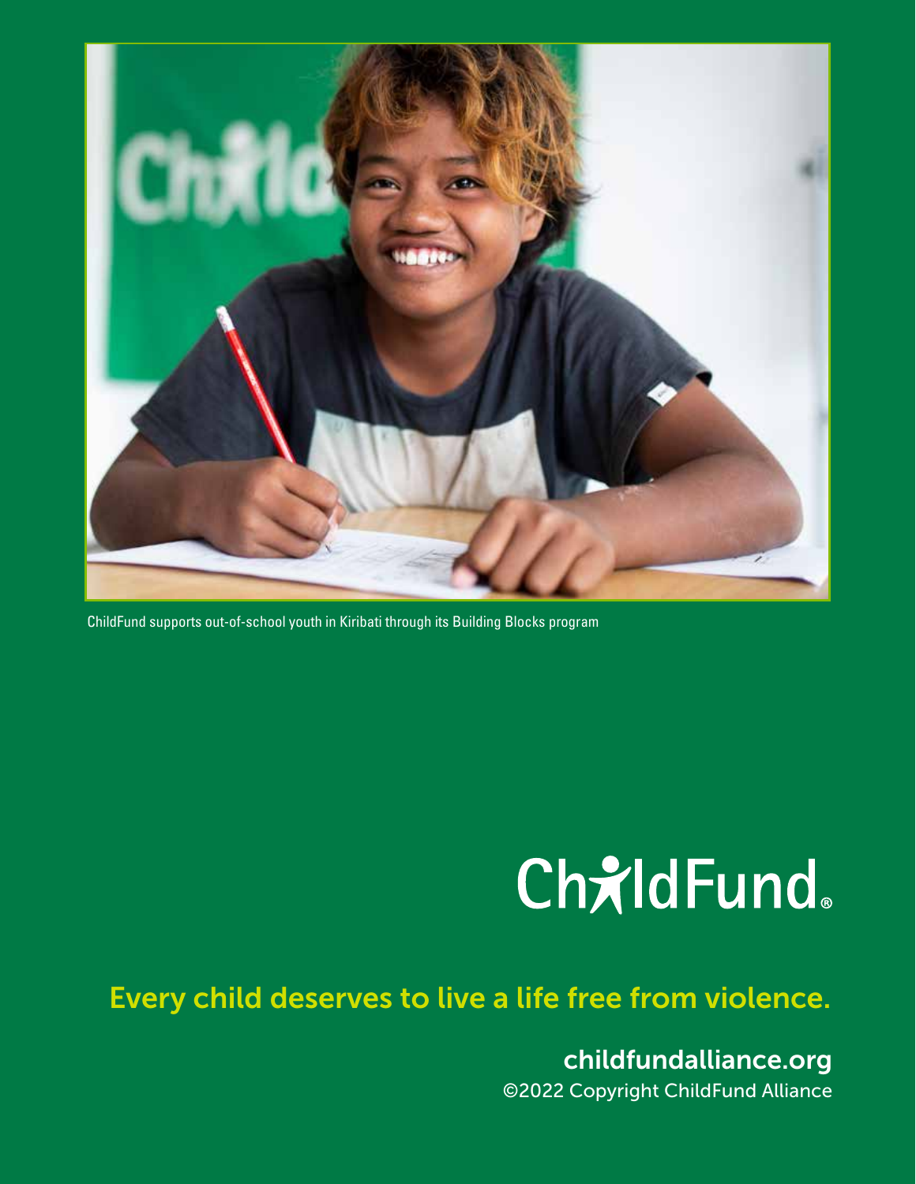ChildFund supports out-of-school youth in Kiribati through its Building Blocks program

ChildFund®

Every child deserves to live a life free from violence.

childfundalliance.org

©2022 Copyright ChildFund Alliance